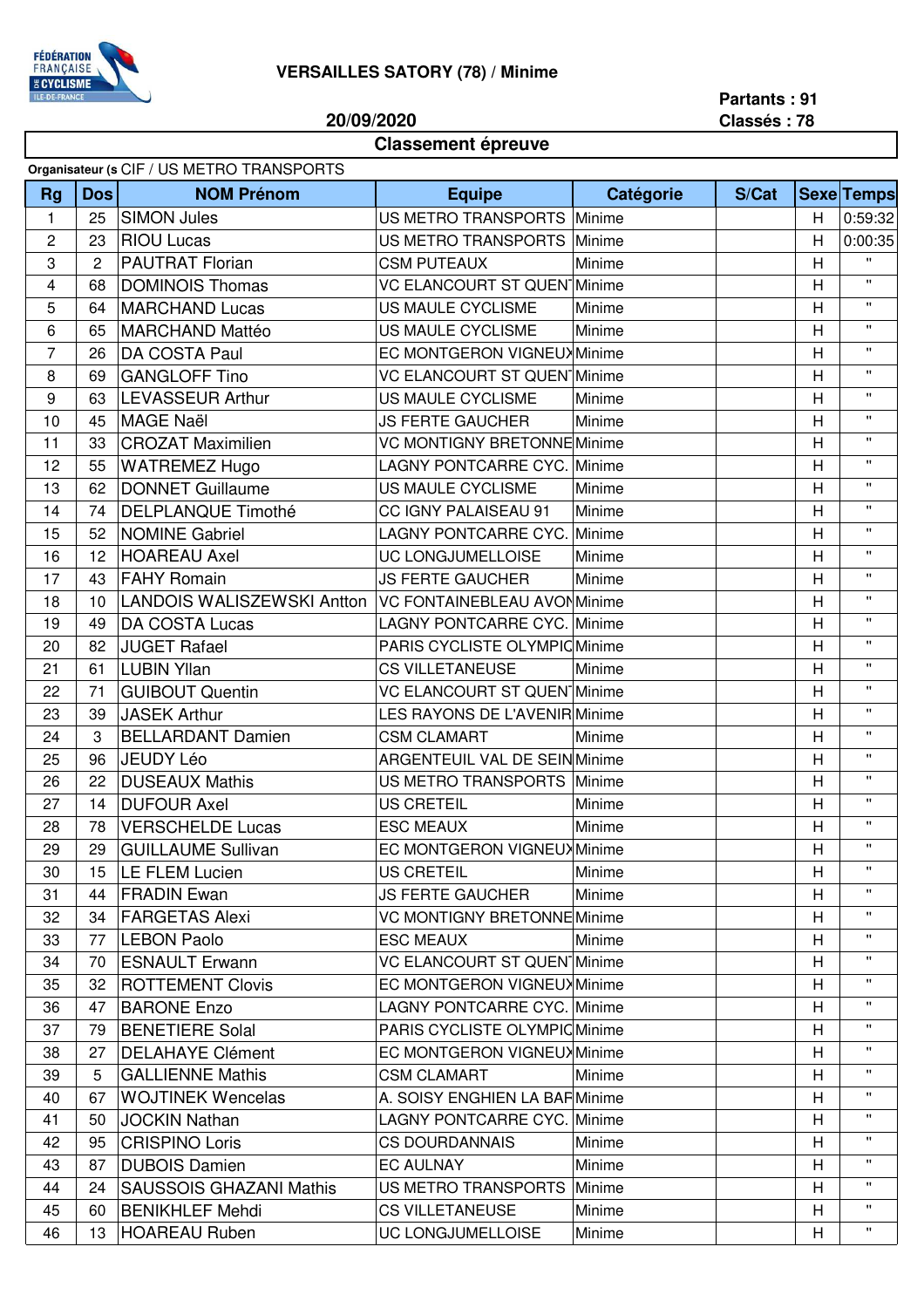**VERSAILLES SATORY (78) / Minime**

**20/09/2020**

**Partants : 91**
**Classés : 78**

## Classement épreuve

**Organisateur (s** CIF / US METRO TRANSPORTS

| Rg | Dos | NOM Prénom | Equipe | Catégorie | S/Cat | Sexe | Temps |
|---|---|---|---|---|---|---|---|
| 1 | 25 | SIMON Jules | US METRO TRANSPORTS | Minime | | H | 0:59:32 |
| 2 | 23 | RIOU Lucas | US METRO TRANSPORTS | Minime | | H | 0:00:35 |
| 3 | 2 | PAUTRAT Florian | CSM PUTEAUX | Minime | | H | " |
| 4 | 68 | DOMINOIS Thomas | VC ELANCOURT ST QUEN | Minime | | H | " |
| 5 | 64 | MARCHAND Lucas | US MAULE CYCLISME | Minime | | H | " |
| 6 | 65 | MARCHAND Mattéo | US MAULE CYCLISME | Minime | | H | " |
| 7 | 26 | DA COSTA Paul | EC MONTGERON VIGNEUX | Minime | | H | " |
| 8 | 69 | GANGLOFF Tino | VC ELANCOURT ST QUEN | Minime | | H | " |
| 9 | 63 | LEVASSEUR Arthur | US MAULE CYCLISME | Minime | | H | " |
| 10 | 45 | MAGE Naël | JS FERTE GAUCHER | Minime | | H | " |
| 11 | 33 | CROZAT Maximilien | VC MONTIGNY BRETONNE | Minime | | H | " |
| 12 | 55 | WATREMEZ Hugo | LAGNY PONTCARRE CYC. | Minime | | H | " |
| 13 | 62 | DONNET Guillaume | US MAULE CYCLISME | Minime | | H | " |
| 14 | 74 | DELPLANQUE Timothé | CC IGNY PALAISEAU 91 | Minime | | H | " |
| 15 | 52 | NOMINE Gabriel | LAGNY PONTCARRE CYC. | Minime | | H | " |
| 16 | 12 | HOAREAU Axel | UC LONGJUMELLOISE | Minime | | H | " |
| 17 | 43 | FAHY Romain | JS FERTE GAUCHER | Minime | | H | " |
| 18 | 10 | LANDOIS WALISZEWSKI Antton | VC FONTAINEBLEAU AVON | Minime | | H | " |
| 19 | 49 | DA COSTA Lucas | LAGNY PONTCARRE CYC. | Minime | | H | " |
| 20 | 82 | JUGET Rafael | PARIS CYCLISTE OLYMPIC | Minime | | H | " |
| 21 | 61 | LUBIN Yllan | CS VILLETANEUSE | Minime | | H | " |
| 22 | 71 | GUIBOUT Quentin | VC ELANCOURT ST QUEN | Minime | | H | " |
| 23 | 39 | JASEK Arthur | LES RAYONS DE L'AVENIR | Minime | | H | " |
| 24 | 3 | BELLARDANT Damien | CSM CLAMART | Minime | | H | " |
| 25 | 96 | JEUDY Léo | ARGENTEUIL VAL DE SEIN | Minime | | H | " |
| 26 | 22 | DUSEAUX Mathis | US METRO TRANSPORTS | Minime | | H | " |
| 27 | 14 | DUFOUR Axel | US CRETEIL | Minime | | H | " |
| 28 | 78 | VERSCHELDE Lucas | ESC MEAUX | Minime | | H | " |
| 29 | 29 | GUILLAUME Sullivan | EC MONTGERON VIGNEUX | Minime | | H | " |
| 30 | 15 | LE FLEM Lucien | US CRETEIL | Minime | | H | " |
| 31 | 44 | FRADIN Ewan | JS FERTE GAUCHER | Minime | | H | " |
| 32 | 34 | FARGETAS Alexi | VC MONTIGNY BRETONNE | Minime | | H | " |
| 33 | 77 | LEBON Paolo | ESC MEAUX | Minime | | H | " |
| 34 | 70 | ESNAULT Erwann | VC ELANCOURT ST QUEN | Minime | | H | " |
| 35 | 32 | ROTTEMENT Clovis | EC MONTGERON VIGNEUX | Minime | | H | " |
| 36 | 47 | BARONE Enzo | LAGNY PONTCARRE CYC. | Minime | | H | " |
| 37 | 79 | BENETIERE Solal | PARIS CYCLISTE OLYMPIC | Minime | | H | " |
| 38 | 27 | DELAHAYE Clément | EC MONTGERON VIGNEUX | Minime | | H | " |
| 39 | 5 | GALLIENNE Mathis | CSM CLAMART | Minime | | H | " |
| 40 | 67 | WOJTINEK Wencelas | A. SOISY ENGHIEN LA BAR | Minime | | H | " |
| 41 | 50 | JOCKIN Nathan | LAGNY PONTCARRE CYC. | Minime | | H | " |
| 42 | 95 | CRISPINO Loris | CS DOURDANNAIS | Minime | | H | " |
| 43 | 87 | DUBOIS Damien | EC AULNAY | Minime | | H | " |
| 44 | 24 | SAUSSOIS GHAZANI Mathis | US METRO TRANSPORTS | Minime | | H | " |
| 45 | 60 | BENIKHLEF Mehdi | CS VILLETANEUSE | Minime | | H | " |
| 46 | 13 | HOAREAU Ruben | UC LONGJUMELLOISE | Minime | | H | " |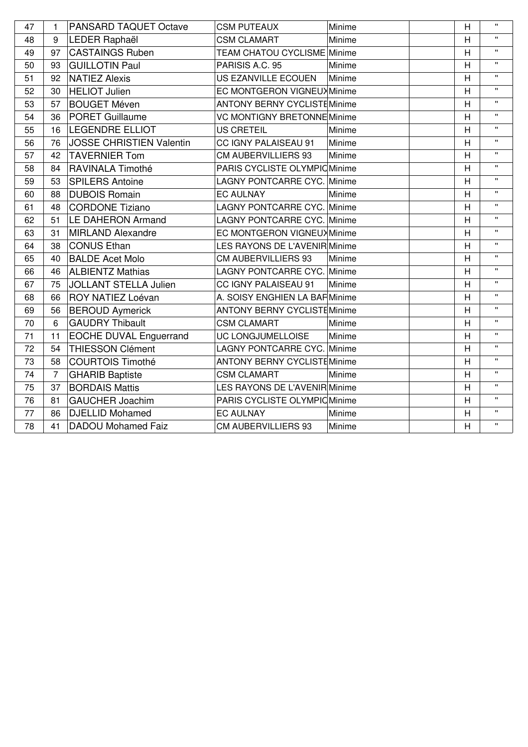| | | | | | | | |
|---|---|---|---|---|---|---|---|
| 47 | 1 | PANSARD TAQUET Octave | CSM PUTEAUX | Minime | | H | " |
| 48 | 9 | LEDER Raphaël | CSM CLAMART | Minime | | H | " |
| 49 | 97 | CASTAINGS Ruben | TEAM CHATOU CYCLISME | Minime | | H | " |
| 50 | 93 | GUILLOTIN Paul | PARISIS A.C. 95 | Minime | | H | " |
| 51 | 92 | NATIEZ Alexis | US EZANVILLE ECOUEN | Minime | | H | " |
| 52 | 30 | HELIOT Julien | EC MONTGERON VIGNEUX | Minime | | H | " |
| 53 | 57 | BOUGET Méven | ANTONY BERNY CYCLISTE | Minime | | H | " |
| 54 | 36 | PORET Guillaume | VC MONTIGNY BRETONNE | Minime | | H | " |
| 55 | 16 | LEGENDRE ELLIOT | US CRETEIL | Minime | | H | " |
| 56 | 76 | JOSSE CHRISTIEN Valentin | CC IGNY PALAISEAU 91 | Minime | | H | " |
| 57 | 42 | TAVERNIER Tom | CM AUBERVILLIERS 93 | Minime | | H | " |
| 58 | 84 | RAVINALA Timothé | PARIS CYCLISTE OLYMPIC | Minime | | H | " |
| 59 | 53 | SPILERS Antoine | LAGNY PONTCARRE CYC. | Minime | | H | " |
| 60 | 88 | DUBOIS Romain | EC AULNAY | Minime | | H | " |
| 61 | 48 | CORDONE Tiziano | LAGNY PONTCARRE CYC. | Minime | | H | " |
| 62 | 51 | LE DAHERON Armand | LAGNY PONTCARRE CYC. | Minime | | H | " |
| 63 | 31 | MIRLAND Alexandre | EC MONTGERON VIGNEUX | Minime | | H | " |
| 64 | 38 | CONUS Ethan | LES RAYONS DE L'AVENIR | Minime | | H | " |
| 65 | 40 | BALDE Acet Molo | CM AUBERVILLIERS 93 | Minime | | H | " |
| 66 | 46 | ALBIENTZ Mathias | LAGNY PONTCARRE CYC. | Minime | | H | " |
| 67 | 75 | JOLLANT STELLA Julien | CC IGNY PALAISEAU 91 | Minime | | H | " |
| 68 | 66 | ROY NATIEZ Loévan | A. SOISY ENGHIEN LA BAR | Minime | | H | " |
| 69 | 56 | BEROUD Aymerick | ANTONY BERNY CYCLISTE | Minime | | H | " |
| 70 | 6 | GAUDRY Thibault | CSM CLAMART | Minime | | H | " |
| 71 | 11 | EOCHE DUVAL Enguerrand | UC LONGJUMELLOISE | Minime | | H | " |
| 72 | 54 | THIESSON Clément | LAGNY PONTCARRE CYC. | Minime | | H | " |
| 73 | 58 | COURTOIS Timothé | ANTONY BERNY CYCLISTE | Minime | | H | " |
| 74 | 7 | GHARIB Baptiste | CSM CLAMART | Minime | | H | " |
| 75 | 37 | BORDAIS Mattis | LES RAYONS DE L'AVENIR | Minime | | H | " |
| 76 | 81 | GAUCHER Joachim | PARIS CYCLISTE OLYMPIC | Minime | | H | " |
| 77 | 86 | DJELLID Mohamed | EC AULNAY | Minime | | H | " |
| 78 | 41 | DADOU Mohamed Faiz | CM AUBERVILLIERS 93 | Minime | | H | " |